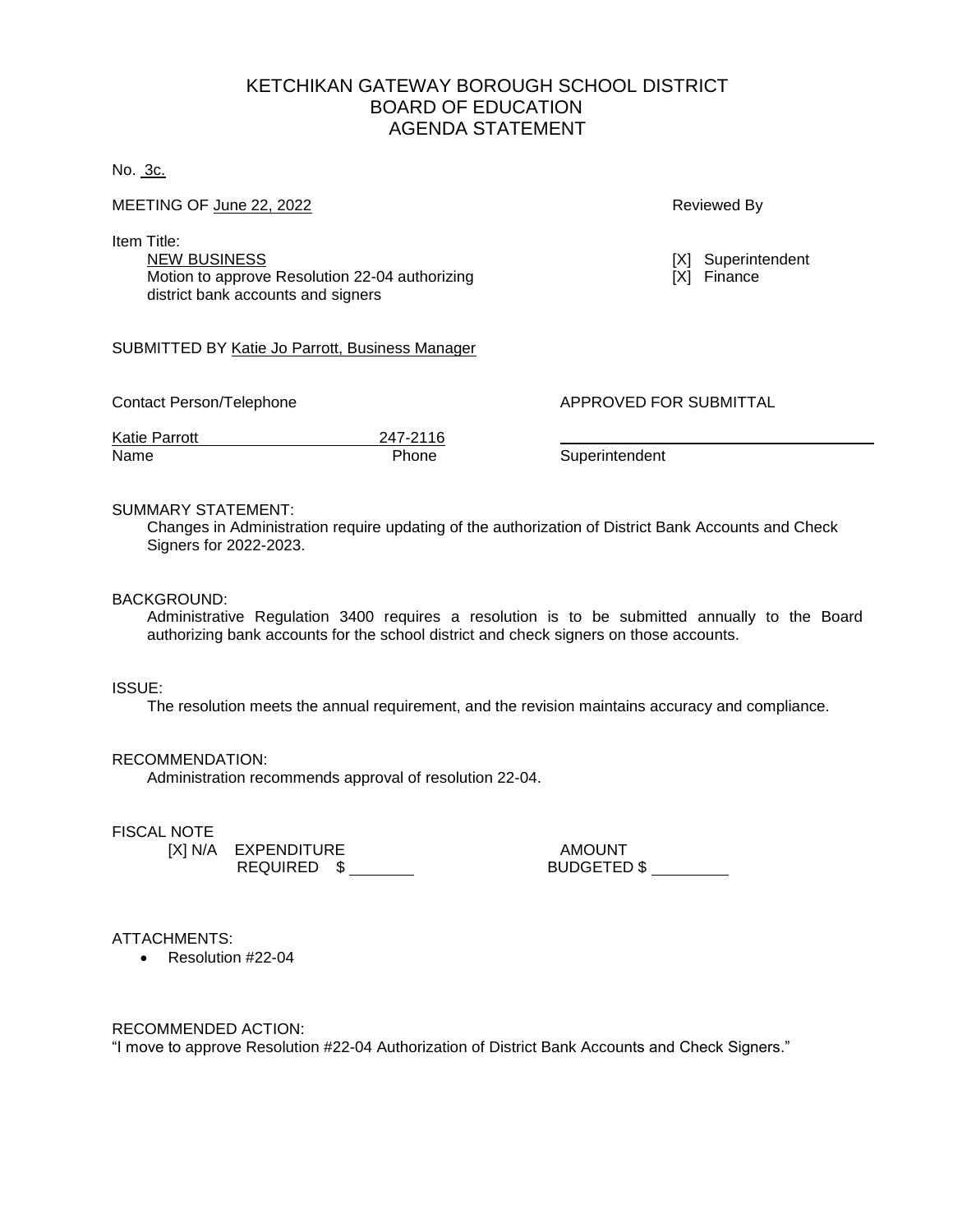# KETCHIKAN GATEWAY BOROUGH SCHOOL DISTRICT
# BOARD OF EDUCATION
# AGENDA STATEMENT

No. 3c.

MEETING OF June 22, 2022

Reviewed By

[X] Superintendent
[X] Finance

Item Title:
NEW BUSINESS
Motion to approve Resolution 22-04 authorizing district bank accounts and signers

SUBMITTED BY Katie Jo Parrott, Business Manager

Contact Person/Telephone

| Name | Phone |
|---|---|
| Katie Parrott | 247-2116 |

APPROVED FOR SUBMITTAL

_______________________________
Superintendent

SUMMARY STATEMENT:
Changes in Administration require updating of the authorization of District Bank Accounts and Check Signers for 2022-2023.

BACKGROUND:
Administrative Regulation 3400 requires a resolution is to be submitted annually to the Board authorizing bank accounts for the school district and check signers on those accounts.

ISSUE:
The resolution meets the annual requirement, and the revision maintains accuracy and compliance.

RECOMMENDATION:
Administration recommends approval of resolution 22-04.

FISCAL NOTE
[X] N/A EXPENDITURE REQUIRED $ ________ AMOUNT BUDGETED $ ________

ATTACHMENTS:
- Resolution #22-04

RECOMMENDED ACTION:
"I move to approve Resolution #22-04 Authorization of District Bank Accounts and Check Signers."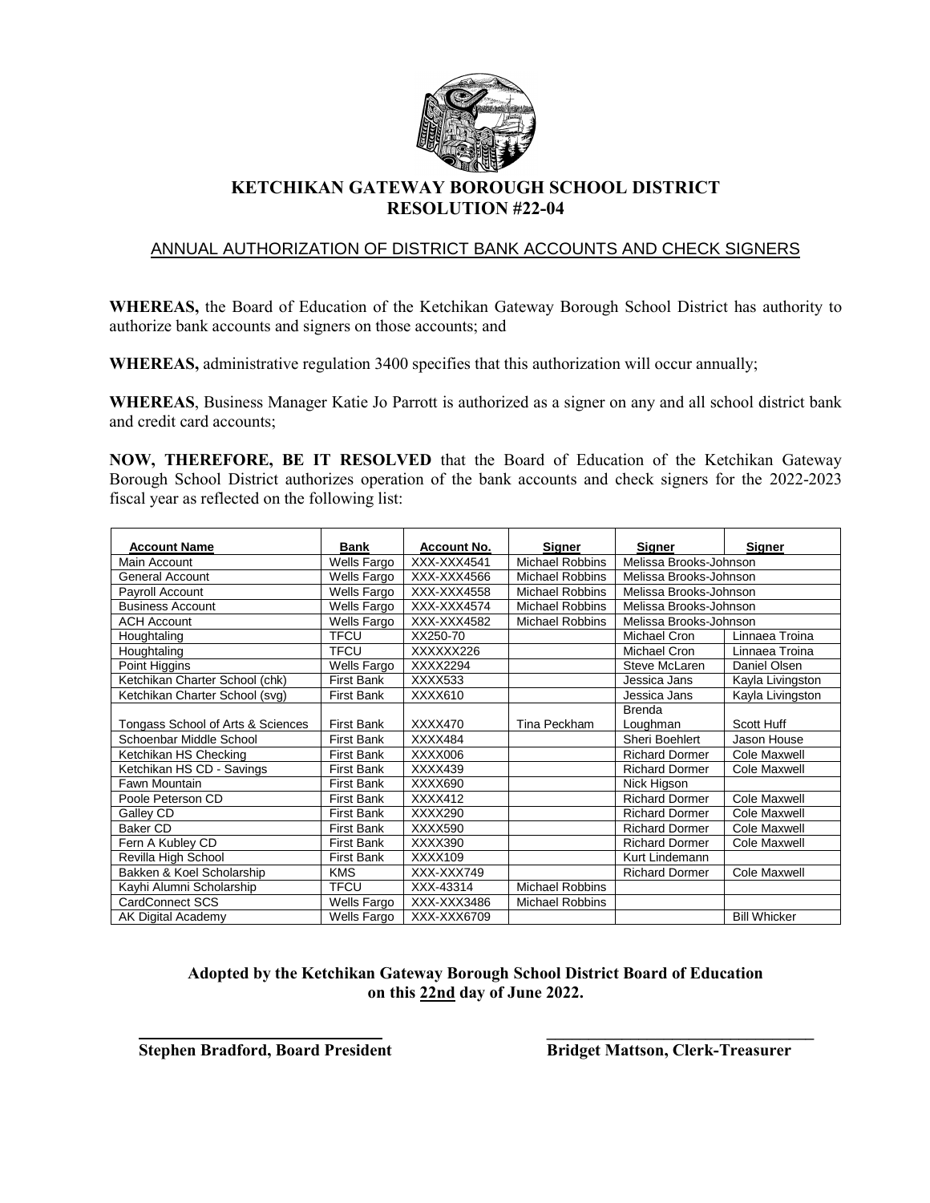# KETCHIKAN GATEWAY BOROUGH SCHOOL DISTRICT
# RESOLUTION #22-04

## ANNUAL AUTHORIZATION OF DISTRICT BANK ACCOUNTS AND CHECK SIGNERS

**WHEREAS,** the Board of Education of the Ketchikan Gateway Borough School District has authority to authorize bank accounts and signers on those accounts; and

**WHEREAS,** administrative regulation 3400 specifies that this authorization will occur annually;

**WHEREAS**, Business Manager Katie Jo Parrott is authorized as a signer on any and all school district bank and credit card accounts;

**NOW, THEREFORE, BE IT RESOLVED** that the Board of Education of the Ketchikan Gateway Borough School District authorizes operation of the bank accounts and check signers for the 2022-2023 fiscal year as reflected on the following list:

| Account Name | Bank | Account No. | Signer | Signer | Signer |
|---|---|---|---|---|---|
| Main Account | Wells Fargo | XXX-XXX4541 | Michael Robbins | Melissa Brooks-Johnson | |
| General Account | Wells Fargo | XXX-XXX4566 | Michael Robbins | Melissa Brooks-Johnson | |
| Payroll Account | Wells Fargo | XXX-XXX4558 | Michael Robbins | Melissa Brooks-Johnson | |
| Business Account | Wells Fargo | XXX-XXX4574 | Michael Robbins | Melissa Brooks-Johnson | |
| ACH Account | Wells Fargo | XXX-XXX4582 | Michael Robbins | Melissa Brooks-Johnson | |
| Houghtaling | TFCU | XX250-70 | | Michael Cron | Linnaea Troina |
| Houghtaling | TFCU | XXXXXX226 | | Michael Cron | Linnaea Troina |
| Point Higgins | Wells Fargo | XXXX2294 | | Steve McLaren | Daniel Olsen |
| Ketchikan Charter School (chk) | First Bank | XXXX533 | | Jessica Jans | Kayla Livingston |
| Ketchikan Charter School (svg) | First Bank | XXXX610 | | Jessica Jans | Kayla Livingston |
| Tongass School of Arts & Sciences | First Bank | XXXX470 | Tina Peckham | Brenda Loughman | Scott Huff |
| Schoenbar Middle School | First Bank | XXXX484 | | Sheri Boehlert | Jason House |
| Ketchikan HS Checking | First Bank | XXXX006 | | Richard Dormer | Cole Maxwell |
| Ketchikan HS CD - Savings | First Bank | XXXX439 | | Richard Dormer | Cole Maxwell |
| Fawn Mountain | First Bank | XXXX690 | | Nick Higson | |
| Poole Peterson CD | First Bank | XXXX412 | | Richard Dormer | Cole Maxwell |
| Galley CD | First Bank | XXXX290 | | Richard Dormer | Cole Maxwell |
| Baker CD | First Bank | XXXX590 | | Richard Dormer | Cole Maxwell |
| Fern A Kubley CD | First Bank | XXXX390 | | Richard Dormer | Cole Maxwell |
| Revilla High School | First Bank | XXXX109 | | Kurt Lindemann | |
| Bakken & Koel Scholarship | KMS | XXX-XXX749 | | Richard Dormer | Cole Maxwell |
| Kayhi Alumni Scholarship | TFCU | XXX-43314 | Michael Robbins | | |
| CardConnect SCS | Wells Fargo | XXX-XXX3486 | Michael Robbins | | |
| AK Digital Academy | Wells Fargo | XXX-XXX6709 | | | Bill Whicker |

**Adopted by the Ketchikan Gateway Borough School District Board of Education on this 22nd day of June 2022.**

______________________________
**Stephen Bradford, Board President**

______________________________
**Bridget Mattson, Clerk-Treasurer**